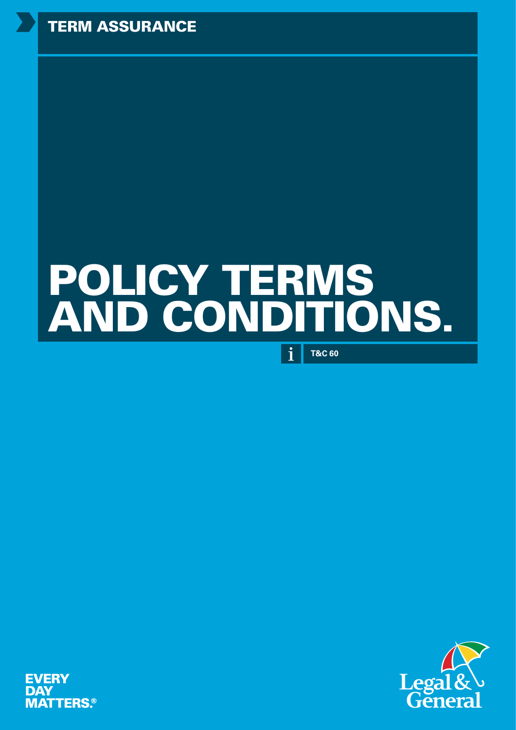TERM ASSURANCE

# POLICY TERMS AND CONDITIONS.

T&C 60

EVERY DAY MATTERS.®

Legal & General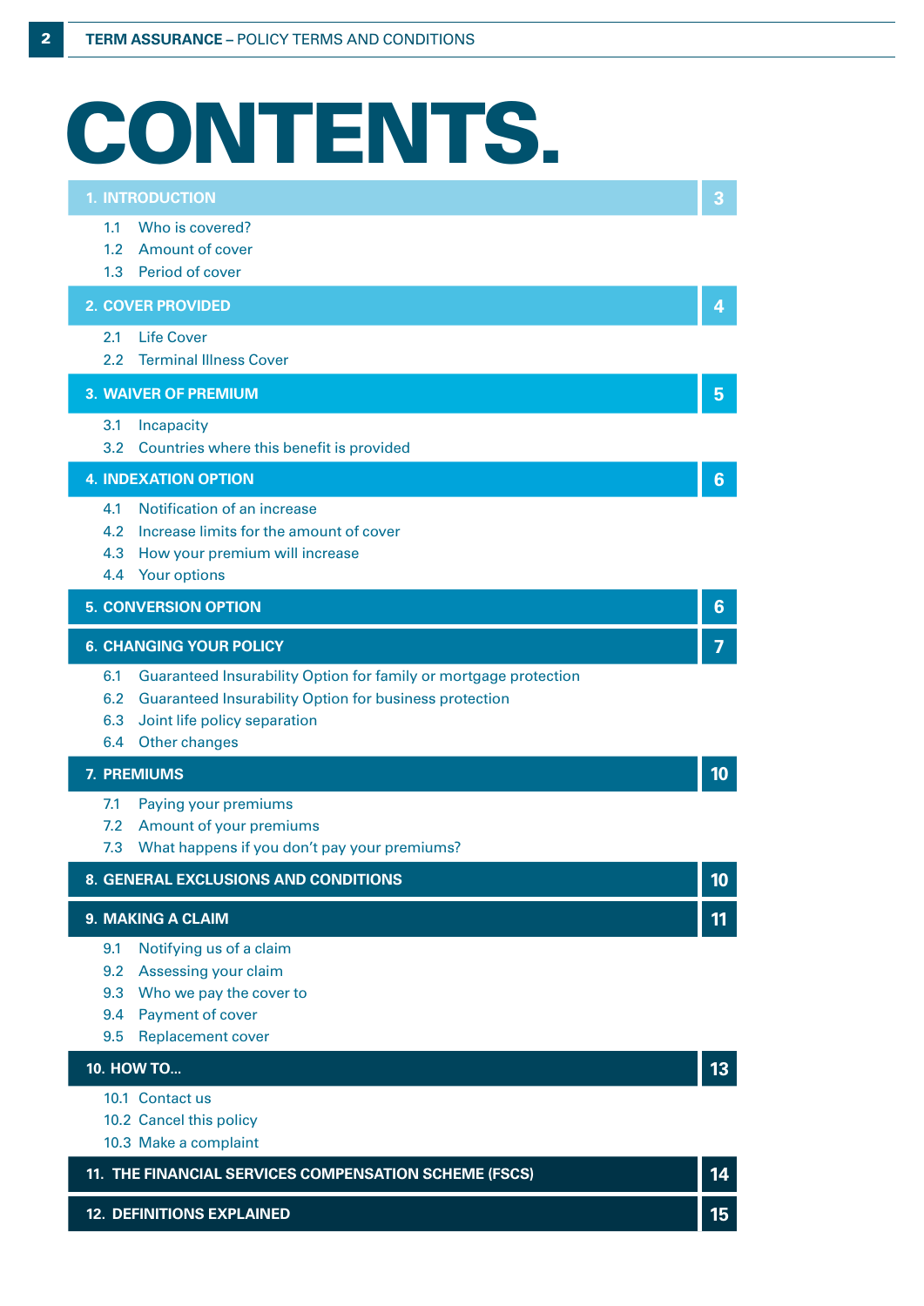# CONTENTS.

| Section | Page |
|---|---|
| **1. INTRODUCTION** | **3** |
| 1.1 Who is covered? | |
| 1.2 Amount of cover | |
| 1.3 Period of cover | |
| **2. COVER PROVIDED** | **4** |
| 2.1 Life Cover | |
| 2.2 Terminal Illness Cover | |
| **3. WAIVER OF PREMIUM** | **5** |
| 3.1 Incapacity | |
| 3.2 Countries where this benefit is provided | |
| **4. INDEXATION OPTION** | **6** |
| 4.1 Notification of an increase | |
| 4.2 Increase limits for the amount of cover | |
| 4.3 How your premium will increase | |
| 4.4 Your options | |
| **5. CONVERSION OPTION** | **6** |
| **6. CHANGING YOUR POLICY** | **7** |
| 6.1 Guaranteed Insurability Option for family or mortgage protection | |
| 6.2 Guaranteed Insurability Option for business protection | |
| 6.3 Joint life policy separation | |
| 6.4 Other changes | |
| **7. PREMIUMS** | **10** |
| 7.1 Paying your premiums | |
| 7.2 Amount of your premiums | |
| 7.3 What happens if you don't pay your premiums? | |
| **8. GENERAL EXCLUSIONS AND CONDITIONS** | **10** |
| **9. MAKING A CLAIM** | **11** |
| 9.1 Notifying us of a claim | |
| 9.2 Assessing your claim | |
| 9.3 Who we pay the cover to | |
| 9.4 Payment of cover | |
| 9.5 Replacement cover | |
| **10. HOW TO...** | **13** |
| 10.1 Contact us | |
| 10.2 Cancel this policy | |
| 10.3 Make a complaint | |
| **11. THE FINANCIAL SERVICES COMPENSATION SCHEME (FSCS)** | **14** |
| **12. DEFINITIONS EXPLAINED** | **15** |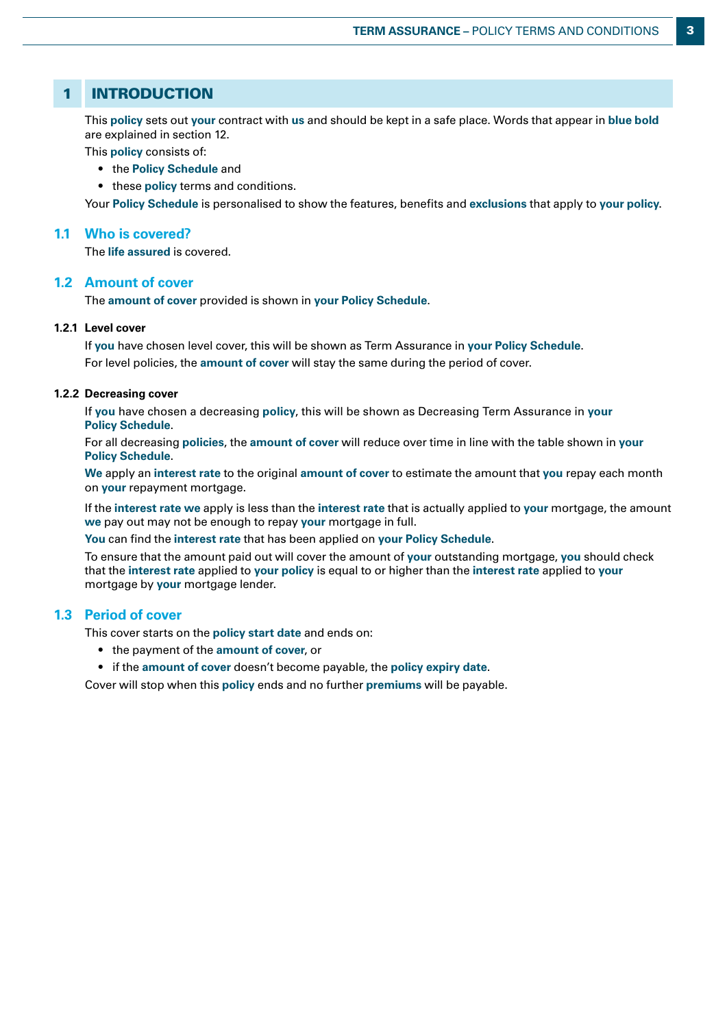## 1 INTRODUCTION

This **policy** sets out **your** contract with **us** and should be kept in a safe place. Words that appear in **blue bold** are explained in section 12.

This **policy** consists of:

- the **Policy Schedule** and
- these **policy** terms and conditions.

Your **Policy Schedule** is personalised to show the features, benefits and **exclusions** that apply to **your policy**.

### 1.1 Who is covered?

The **life assured** is covered.

### 1.2 Amount of cover

The **amount of cover** provided is shown in **your Policy Schedule**.

#### 1.2.1 Level cover

If **you** have chosen level cover, this will be shown as Term Assurance in **your Policy Schedule**.

For level policies, the **amount of cover** will stay the same during the period of cover.

#### 1.2.2 Decreasing cover

If **you** have chosen a decreasing **policy**, this will be shown as Decreasing Term Assurance in **your Policy Schedule**.

For all decreasing **policies**, the **amount of cover** will reduce over time in line with the table shown in **your Policy Schedule**.

**We** apply an **interest rate** to the original **amount of cover** to estimate the amount that **you** repay each month on **your** repayment mortgage.

If the **interest rate we** apply is less than the **interest rate** that is actually applied to **your** mortgage, the amount **we** pay out may not be enough to repay **your** mortgage in full.

**You** can find the **interest rate** that has been applied on **your Policy Schedule**.

To ensure that the amount paid out will cover the amount of **your** outstanding mortgage, **you** should check that the **interest rate** applied to **your policy** is equal to or higher than the **interest rate** applied to **your** mortgage by **your** mortgage lender.

### 1.3 Period of cover

This cover starts on the **policy start date** and ends on:

- the payment of the **amount of cover**, or
- if the **amount of cover** doesn't become payable, the **policy expiry date**.

Cover will stop when this **policy** ends and no further **premiums** will be payable.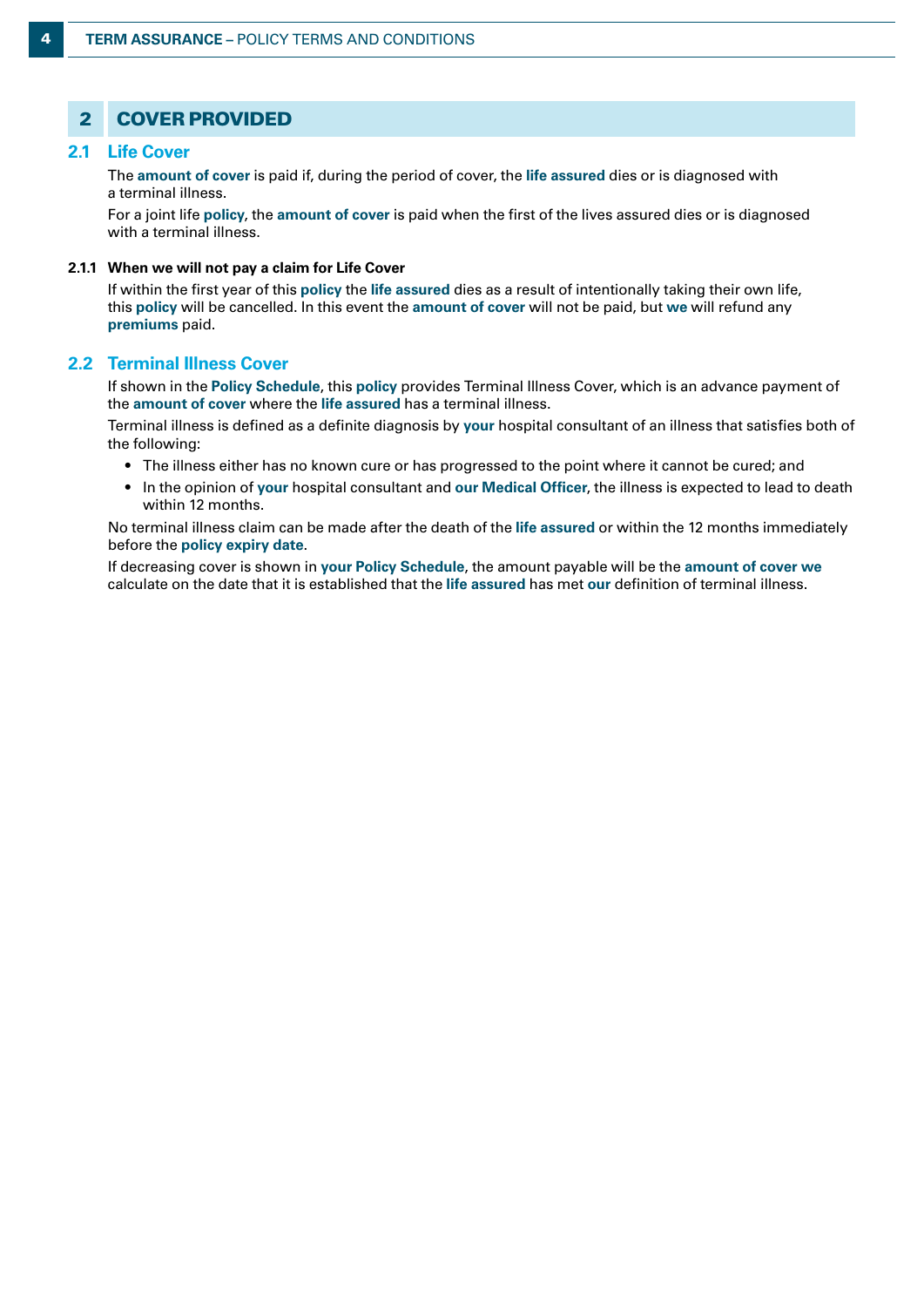## 2 COVER PROVIDED

### 2.1 Life Cover

The **amount of cover** is paid if, during the period of cover, the **life assured** dies or is diagnosed with a terminal illness.

For a joint life **policy**, the **amount of cover** is paid when the first of the lives assured dies or is diagnosed with a terminal illness.

#### 2.1.1 When we will not pay a claim for Life Cover

If within the first year of this **policy** the **life assured** dies as a result of intentionally taking their own life, this **policy** will be cancelled. In this event the **amount of cover** will not be paid, but **we** will refund any **premiums** paid.

### 2.2 Terminal Illness Cover

If shown in the **Policy Schedule**, this **policy** provides Terminal Illness Cover, which is an advance payment of the **amount of cover** where the **life assured** has a terminal illness.

Terminal illness is defined as a definite diagnosis by **your** hospital consultant of an illness that satisfies both of the following:

- The illness either has no known cure or has progressed to the point where it cannot be cured; and
- In the opinion of **your** hospital consultant and **our Medical Officer**, the illness is expected to lead to death within 12 months.

No terminal illness claim can be made after the death of the **life assured** or within the 12 months immediately before the **policy expiry date**.

If decreasing cover is shown in **your Policy Schedule**, the amount payable will be the **amount of cover we** calculate on the date that it is established that the **life assured** has met **our** definition of terminal illness.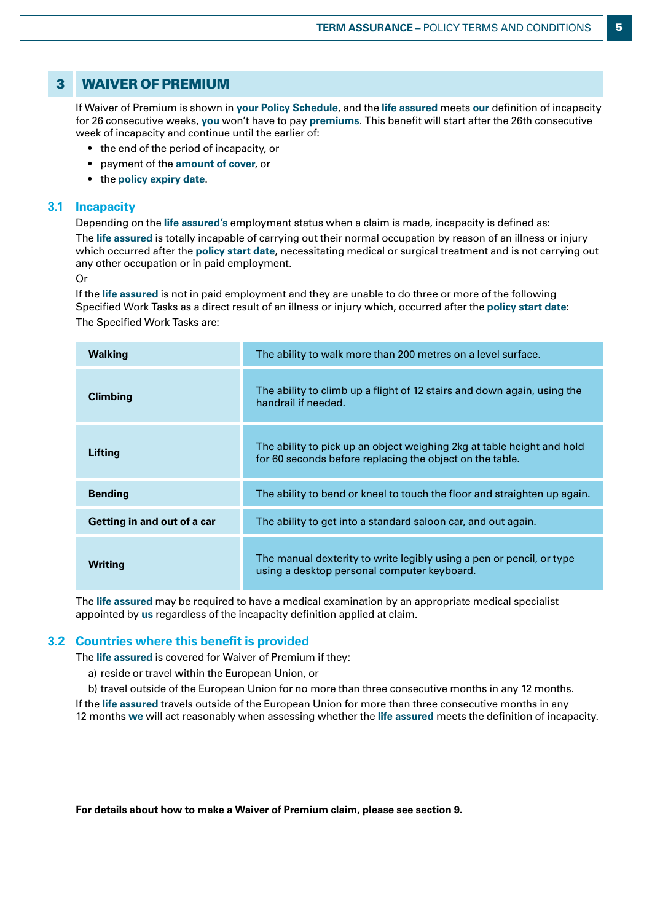## 3 WAIVER OF PREMIUM

If Waiver of Premium is shown in **your Policy Schedule**, and the **life assured** meets **our** definition of incapacity for 26 consecutive weeks, **you** won't have to pay **premiums**. This benefit will start after the 26th consecutive week of incapacity and continue until the earlier of:

- the end of the period of incapacity, or
- payment of the **amount of cover**, or
- the **policy expiry date**.

### 3.1 Incapacity

Depending on the **life assured's** employment status when a claim is made, incapacity is defined as:

The **life assured** is totally incapable of carrying out their normal occupation by reason of an illness or injury which occurred after the **policy start date**, necessitating medical or surgical treatment and is not carrying out any other occupation or in paid employment.

Or

If the **life assured** is not in paid employment and they are unable to do three or more of the following Specified Work Tasks as a direct result of an illness or injury which, occurred after the **policy start date**:

The Specified Work Tasks are:

| Task | Description |
|---|---|
| **Walking** | The ability to walk more than 200 metres on a level surface. |
| **Climbing** | The ability to climb up a flight of 12 stairs and down again, using the handrail if needed. |
| **Lifting** | The ability to pick up an object weighing 2kg at table height and hold for 60 seconds before replacing the object on the table. |
| **Bending** | The ability to bend or kneel to touch the floor and straighten up again. |
| **Getting in and out of a car** | The ability to get into a standard saloon car, and out again. |
| **Writing** | The manual dexterity to write legibly using a pen or pencil, or type using a desktop personal computer keyboard. |

The **life assured** may be required to have a medical examination by an appropriate medical specialist appointed by **us** regardless of the incapacity definition applied at claim.

### 3.2 Countries where this benefit is provided

The **life assured** is covered for Waiver of Premium if they:

a) reside or travel within the European Union, or

b) travel outside of the European Union for no more than three consecutive months in any 12 months.

If the **life assured** travels outside of the European Union for more than three consecutive months in any 12 months **we** will act reasonably when assessing whether the **life assured** meets the definition of incapacity.

**For details about how to make a Waiver of Premium claim, please see section 9.**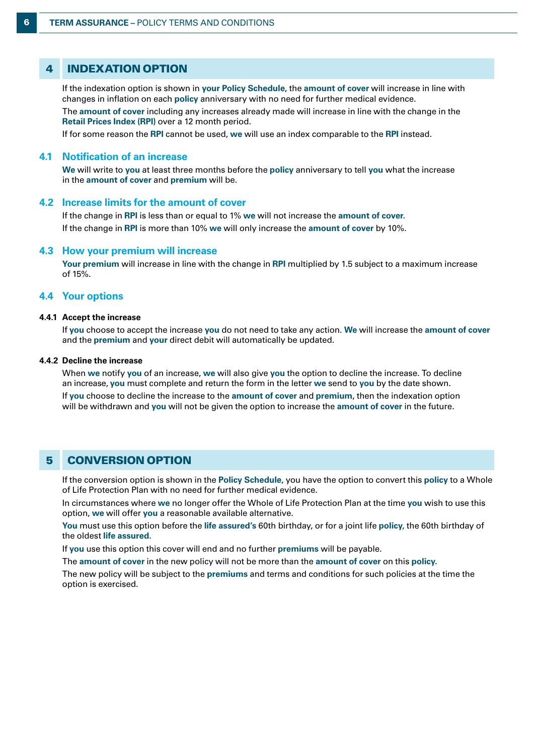## 4 INDEXATION OPTION

If the indexation option is shown in **your Policy Schedule**, the **amount of cover** will increase in line with changes in inflation on each **policy** anniversary with no need for further medical evidence.

The **amount of cover** including any increases already made will increase in line with the change in the **Retail Prices Index (RPI)** over a 12 month period.

If for some reason the **RPI** cannot be used, **we** will use an index comparable to the **RPI** instead.

### 4.1 Notification of an increase

**We** will write to **you** at least three months before the **policy** anniversary to tell **you** what the increase in the **amount of cover** and **premium** will be.

### 4.2 Increase limits for the amount of cover

If the change in **RPI** is less than or equal to 1% **we** will not increase the **amount of cover**.

If the change in **RPI** is more than 10% **we** will only increase the **amount of cover** by 10%.

### 4.3 How your premium will increase

**Your premium** will increase in line with the change in **RPI** multiplied by 1.5 subject to a maximum increase of 15%.

### 4.4 Your options

#### 4.4.1 Accept the increase

If **you** choose to accept the increase **you** do not need to take any action. **We** will increase the **amount of cover** and the **premium** and **your** direct debit will automatically be updated.

#### 4.4.2 Decline the increase

When **we** notify **you** of an increase, **we** will also give **you** the option to decline the increase. To decline an increase, **you** must complete and return the form in the letter **we** send to **you** by the date shown.

If **you** choose to decline the increase to the **amount of cover** and **premium**, then the indexation option will be withdrawn and **you** will not be given the option to increase the **amount of cover** in the future.

## 5 CONVERSION OPTION

If the conversion option is shown in the **Policy Schedule**, you have the option to convert this **policy** to a Whole of Life Protection Plan with no need for further medical evidence.

In circumstances where **we** no longer offer the Whole of Life Protection Plan at the time **you** wish to use this option, **we** will offer **you** a reasonable available alternative.

**You** must use this option before the **life assured's** 60th birthday, or for a joint life **policy**, the 60th birthday of the oldest **life assured**.

If **you** use this option this cover will end and no further **premiums** will be payable.

The **amount of cover** in the new policy will not be more than the **amount of cover** on this **policy**.

The new policy will be subject to the **premiums** and terms and conditions for such policies at the time the option is exercised.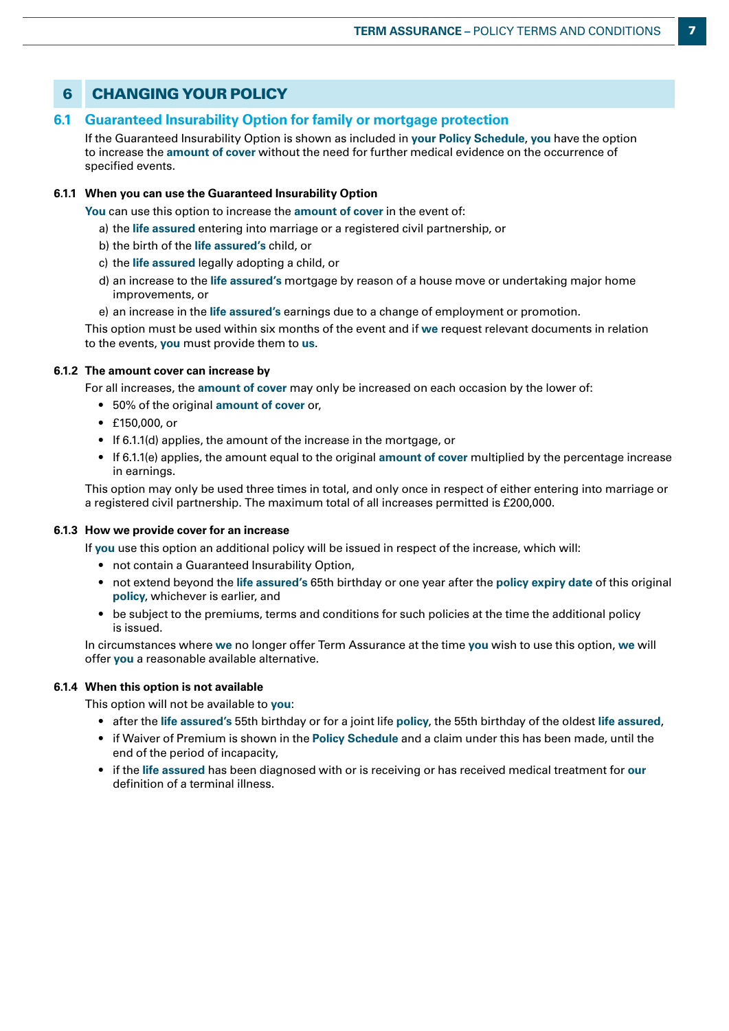# 6 CHANGING YOUR POLICY

## 6.1 Guaranteed Insurability Option for family or mortgage protection

If the Guaranteed Insurability Option is shown as included in **your Policy Schedule**, **you** have the option to increase the **amount of cover** without the need for further medical evidence on the occurrence of specified events.

### 6.1.1 When you can use the Guaranteed Insurability Option

**You** can use this option to increase the **amount of cover** in the event of:

a) the **life assured** entering into marriage or a registered civil partnership, or

b) the birth of the **life assured's** child, or

c) the **life assured** legally adopting a child, or

d) an increase to the **life assured's** mortgage by reason of a house move or undertaking major home improvements, or

e) an increase in the **life assured's** earnings due to a change of employment or promotion.

This option must be used within six months of the event and if **we** request relevant documents in relation to the events, **you** must provide them to **us**.

### 6.1.2 The amount cover can increase by

For all increases, the **amount of cover** may only be increased on each occasion by the lower of:

- 50% of the original **amount of cover** or,
- £150,000, or
- If 6.1.1(d) applies, the amount of the increase in the mortgage, or
- If 6.1.1(e) applies, the amount equal to the original **amount of cover** multiplied by the percentage increase in earnings.

This option may only be used three times in total, and only once in respect of either entering into marriage or a registered civil partnership. The maximum total of all increases permitted is £200,000.

### 6.1.3 How we provide cover for an increase

If **you** use this option an additional policy will be issued in respect of the increase, which will:

- not contain a Guaranteed Insurability Option,
- not extend beyond the **life assured's** 65th birthday or one year after the **policy expiry date** of this original **policy**, whichever is earlier, and
- be subject to the premiums, terms and conditions for such policies at the time the additional policy is issued.

In circumstances where **we** no longer offer Term Assurance at the time **you** wish to use this option, **we** will offer **you** a reasonable available alternative.

### 6.1.4 When this option is not available

This option will not be available to **you**:

- after the **life assured's** 55th birthday or for a joint life **policy**, the 55th birthday of the oldest **life assured**,
- if Waiver of Premium is shown in the **Policy Schedule** and a claim under this has been made, until the end of the period of incapacity,
- if the **life assured** has been diagnosed with or is receiving or has received medical treatment for **our** definition of a terminal illness.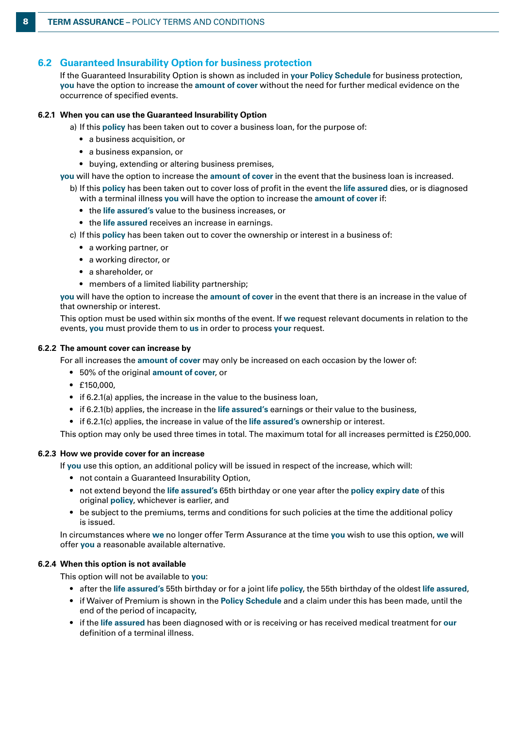## 6.2 Guaranteed Insurability Option for business protection

If the Guaranteed Insurability Option is shown as included in **your Policy Schedule** for business protection, **you** have the option to increase the **amount of cover** without the need for further medical evidence on the occurrence of specified events.

### 6.2.1 When you can use the Guaranteed Insurability Option

a) If this **policy** has been taken out to cover a business loan, for the purpose of:

- a business acquisition, or
- a business expansion, or
- buying, extending or altering business premises,

**you** will have the option to increase the **amount of cover** in the event that the business loan is increased.

b) If this **policy** has been taken out to cover loss of profit in the event the **life assured** dies, or is diagnosed with a terminal illness **you** will have the option to increase the **amount of cover** if:

- the **life assured's** value to the business increases, or
- the **life assured** receives an increase in earnings.

c) If this **policy** has been taken out to cover the ownership or interest in a business of:

- a working partner, or
- a working director, or
- a shareholder, or
- members of a limited liability partnership;

**you** will have the option to increase the **amount of cover** in the event that there is an increase in the value of that ownership or interest.

This option must be used within six months of the event. If **we** request relevant documents in relation to the events, **you** must provide them to **us** in order to process **your** request.

### 6.2.2 The amount cover can increase by

For all increases the **amount of cover** may only be increased on each occasion by the lower of:

- 50% of the original **amount of cover**, or
- £150,000,
- if 6.2.1(a) applies, the increase in the value to the business loan,
- if 6.2.1(b) applies, the increase in the **life assured's** earnings or their value to the business,
- if 6.2.1(c) applies, the increase in value of the **life assured's** ownership or interest.

This option may only be used three times in total. The maximum total for all increases permitted is £250,000.

### 6.2.3 How we provide cover for an increase

If **you** use this option, an additional policy will be issued in respect of the increase, which will:

- not contain a Guaranteed Insurability Option,
- not extend beyond the **life assured's** 65th birthday or one year after the **policy expiry date** of this original **policy**, whichever is earlier, and
- be subject to the premiums, terms and conditions for such policies at the time the additional policy is issued.

In circumstances where **we** no longer offer Term Assurance at the time **you** wish to use this option, **we** will offer **you** a reasonable available alternative.

### 6.2.4 When this option is not available

This option will not be available to **you**:

- after the **life assured's** 55th birthday or for a joint life **policy**, the 55th birthday of the oldest **life assured**,
- if Waiver of Premium is shown in the **Policy Schedule** and a claim under this has been made, until the end of the period of incapacity,
- if the **life assured** has been diagnosed with or is receiving or has received medical treatment for **our** definition of a terminal illness.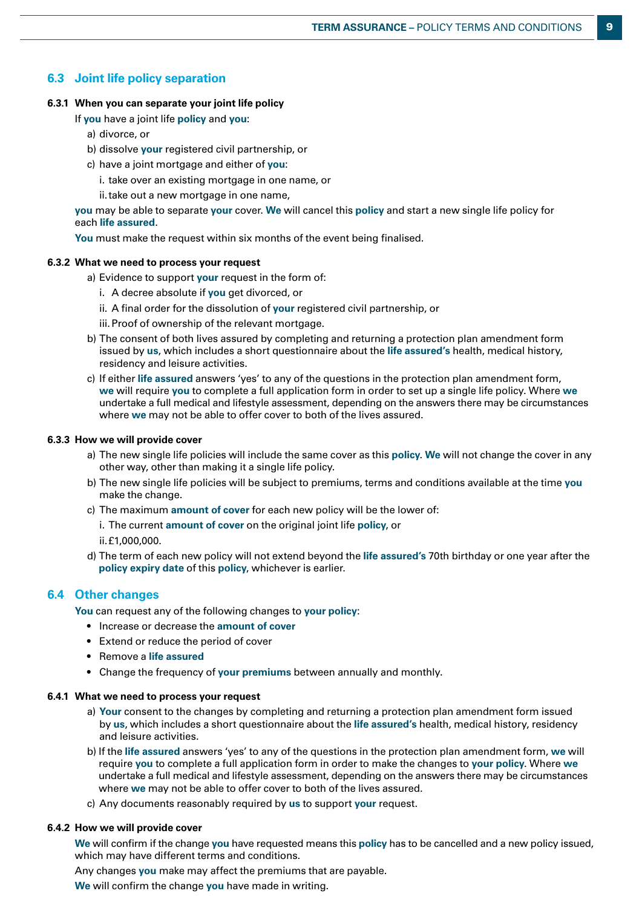## 6.3 Joint life policy separation

### 6.3.1 When you can separate your joint life policy

If **you** have a joint life **policy** and **you**:

a) divorce, or

b) dissolve **your** registered civil partnership, or

c) have a joint mortgage and either of **you**:

  i. take over an existing mortgage in one name, or

  ii. take out a new mortgage in one name,

**you** may be able to separate **your** cover. **We** will cancel this **policy** and start a new single life policy for each **life assured**.

**You** must make the request within six months of the event being finalised.

### 6.3.2 What we need to process your request

a) Evidence to support **your** request in the form of:

  i. A decree absolute if **you** get divorced, or

  ii. A final order for the dissolution of **your** registered civil partnership, or

  iii. Proof of ownership of the relevant mortgage.

b) The consent of both lives assured by completing and returning a protection plan amendment form issued by **us**, which includes a short questionnaire about the **life assured's** health, medical history, residency and leisure activities.

c) If either **life assured** answers 'yes' to any of the questions in the protection plan amendment form, **we** will require **you** to complete a full application form in order to set up a single life policy. Where **we** undertake a full medical and lifestyle assessment, depending on the answers there may be circumstances where **we** may not be able to offer cover to both of the lives assured.

### 6.3.3 How we will provide cover

a) The new single life policies will include the same cover as this **policy**. **We** will not change the cover in any other way, other than making it a single life policy.

b) The new single life policies will be subject to premiums, terms and conditions available at the time **you** make the change.

c) The maximum **amount of cover** for each new policy will be the lower of:

  i. The current **amount of cover** on the original joint life **policy**, or

  ii. £1,000,000.

d) The term of each new policy will not extend beyond the **life assured's** 70th birthday or one year after the **policy expiry date** of this **policy**, whichever is earlier.

## 6.4 Other changes

**You** can request any of the following changes to **your policy**:

- Increase or decrease the **amount of cover**
- Extend or reduce the period of cover
- Remove a **life assured**
- Change the frequency of **your premiums** between annually and monthly.

### 6.4.1 What we need to process your request

a) **Your** consent to the changes by completing and returning a protection plan amendment form issued by **us**, which includes a short questionnaire about the **life assured's** health, medical history, residency and leisure activities.

b) If the **life assured** answers 'yes' to any of the questions in the protection plan amendment form, **we** will require **you** to complete a full application form in order to make the changes to **your policy**. Where **we** undertake a full medical and lifestyle assessment, depending on the answers there may be circumstances where **we** may not be able to offer cover to both of the lives assured.

c) Any documents reasonably required by **us** to support **your** request.

### 6.4.2 How we will provide cover

**We** will confirm if the change **you** have requested means this **policy** has to be cancelled and a new policy issued, which may have different terms and conditions.

Any changes **you** make may affect the premiums that are payable.

**We** will confirm the change **you** have made in writing.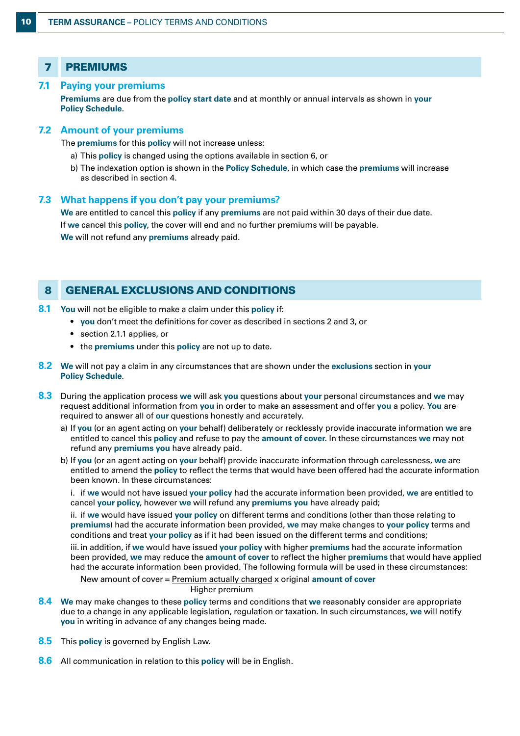## 7 PREMIUMS

### 7.1 Paying your premiums

**Premiums** are due from the **policy start date** and at monthly or annual intervals as shown in **your Policy Schedule**.

### 7.2 Amount of your premiums

The **premiums** for this **policy** will not increase unless:

a) This **policy** is changed using the options available in section 6, or

b) The indexation option is shown in the **Policy Schedule**, in which case the **premiums** will increase as described in section 4.

### 7.3 What happens if you don't pay your premiums?

**We** are entitled to cancel this **policy** if any **premiums** are not paid within 30 days of their due date.

If **we** cancel this **policy**, the cover will end and no further premiums will be payable.

**We** will not refund any **premiums** already paid.

## 8 GENERAL EXCLUSIONS AND CONDITIONS

**8.1** **You** will not be eligible to make a claim under this **policy** if:

- **you** don't meet the definitions for cover as described in sections 2 and 3, or
- section 2.1.1 applies, or
- the **premiums** under this **policy** are not up to date.

**8.2** **We** will not pay a claim in any circumstances that are shown under the **exclusions** section in **your Policy Schedule**.

**8.3** During the application process **we** will ask **you** questions about **your** personal circumstances and **we** may request additional information from **you** in order to make an assessment and offer **you** a policy. **You** are required to answer all of **our** questions honestly and accurately.

a) If **you** (or an agent acting on **your** behalf) deliberately or recklessly provide inaccurate information **we** are entitled to cancel this **policy** and refuse to pay the **amount of cover**. In these circumstances **we** may not refund any **premiums you** have already paid.

b) If **you** (or an agent acting on **your** behalf) provide inaccurate information through carelessness, **we** are entitled to amend the **policy** to reflect the terms that would have been offered had the accurate information been known. In these circumstances:

i. if **we** would not have issued **your policy** had the accurate information been provided, **we** are entitled to cancel **your policy**, however **we** will refund any **premiums you** have already paid;

ii. if **we** would have issued **your policy** on different terms and conditions (other than those relating to **premiums**) had the accurate information been provided, **we** may make changes to **your policy** terms and conditions and treat **your policy** as if it had been issued on the different terms and conditions;

iii. in addition, if **we** would have issued **your policy** with higher **premiums** had the accurate information been provided, **we** may reduce the **amount of cover** to reflect the higher **premiums** that would have applied had the accurate information been provided. The following formula will be used in these circumstances:

$$\text{New amount of cover} = \frac{\text{Premium actually charged}}{\text{Higher premium}} \times \text{original amount of cover}$$

**8.4** **We** may make changes to these **policy** terms and conditions that **we** reasonably consider are appropriate due to a change in any applicable legislation, regulation or taxation. In such circumstances, **we** will notify **you** in writing in advance of any changes being made.

**8.5** This **policy** is governed by English Law.

**8.6** All communication in relation to this **policy** will be in English.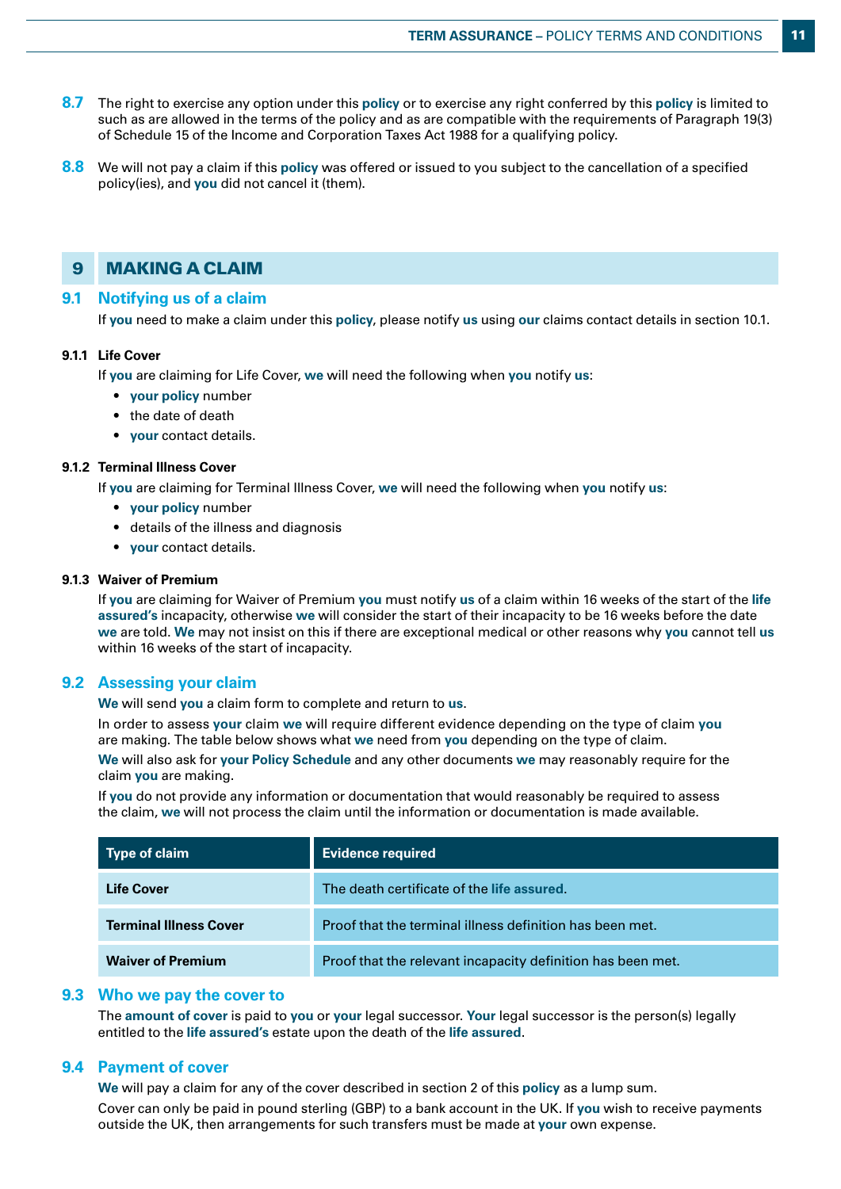**8.7** The right to exercise any option under this **policy** or to exercise any right conferred by this **policy** is limited to such as are allowed in the terms of the policy and as are compatible with the requirements of Paragraph 19(3) of Schedule 15 of the Income and Corporation Taxes Act 1988 for a qualifying policy.

**8.8** We will not pay a claim if this **policy** was offered or issued to you subject to the cancellation of a specified policy(ies), and **you** did not cancel it (them).

## 9 MAKING A CLAIM

### 9.1 Notifying us of a claim

If **you** need to make a claim under this **policy**, please notify **us** using **our** claims contact details in section 10.1.

#### 9.1.1 Life Cover

If **you** are claiming for Life Cover, **we** will need the following when **you** notify **us**:

- **your policy** number
- the date of death
- **your** contact details.

#### 9.1.2 Terminal Illness Cover

If **you** are claiming for Terminal Illness Cover, **we** will need the following when **you** notify **us**:

- **your policy** number
- details of the illness and diagnosis
- **your** contact details.

#### 9.1.3 Waiver of Premium

If **you** are claiming for Waiver of Premium **you** must notify **us** of a claim within 16 weeks of the start of the **life assured's** incapacity, otherwise **we** will consider the start of their incapacity to be 16 weeks before the date **we** are told. **We** may not insist on this if there are exceptional medical or other reasons why **you** cannot tell **us** within 16 weeks of the start of incapacity.

### 9.2 Assessing your claim

**We** will send **you** a claim form to complete and return to **us**.

In order to assess **your** claim **we** will require different evidence depending on the type of claim **you** are making. The table below shows what **we** need from **you** depending on the type of claim.

**We** will also ask for **your Policy Schedule** and any other documents **we** may reasonably require for the claim **you** are making.

If **you** do not provide any information or documentation that would reasonably be required to assess the claim, **we** will not process the claim until the information or documentation is made available.

| Type of claim | Evidence required |
|---|---|
| **Life Cover** | The death certificate of the **life assured**. |
| **Terminal Illness Cover** | Proof that the terminal illness definition has been met. |
| **Waiver of Premium** | Proof that the relevant incapacity definition has been met. |

### 9.3 Who we pay the cover to

The **amount of cover** is paid to **you** or **your** legal successor. **Your** legal successor is the person(s) legally entitled to the **life assured's** estate upon the death of the **life assured**.

### 9.4 Payment of cover

**We** will pay a claim for any of the cover described in section 2 of this **policy** as a lump sum.

Cover can only be paid in pound sterling (GBP) to a bank account in the UK. If **you** wish to receive payments outside the UK, then arrangements for such transfers must be made at **your** own expense.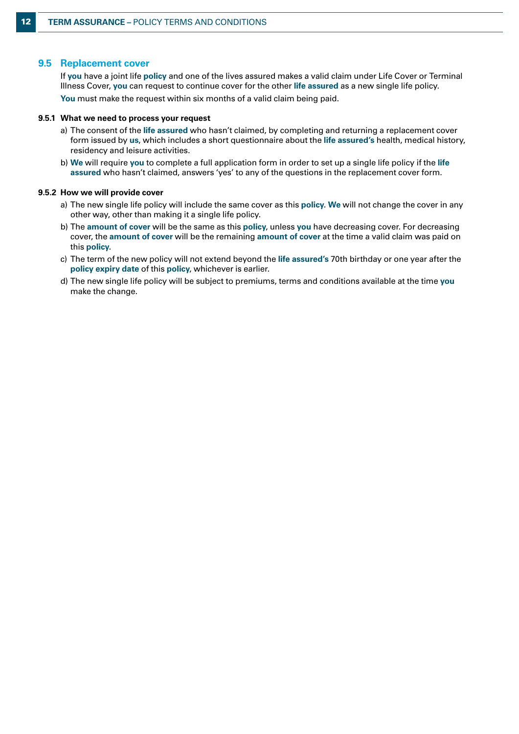## 9.5 Replacement cover

If **you** have a joint life **policy** and one of the lives assured makes a valid claim under Life Cover or Terminal Illness Cover, **you** can request to continue cover for the other **life assured** as a new single life policy.

**You** must make the request within six months of a valid claim being paid.

### 9.5.1 What we need to process your request

a) The consent of the **life assured** who hasn't claimed, by completing and returning a replacement cover form issued by **us**, which includes a short questionnaire about the **life assured's** health, medical history, residency and leisure activities.

b) **We** will require **you** to complete a full application form in order to set up a single life policy if the **life assured** who hasn't claimed, answers 'yes' to any of the questions in the replacement cover form.

### 9.5.2 How we will provide cover

a) The new single life policy will include the same cover as this **policy**. **We** will not change the cover in any other way, other than making it a single life policy.

b) The **amount of cover** will be the same as this **policy**, unless **you** have decreasing cover. For decreasing cover, the **amount of cover** will be the remaining **amount of cover** at the time a valid claim was paid on this **policy**.

c) The term of the new policy will not extend beyond the **life assured's** 70th birthday or one year after the **policy expiry date** of this **policy**, whichever is earlier.

d) The new single life policy will be subject to premiums, terms and conditions available at the time **you** make the change.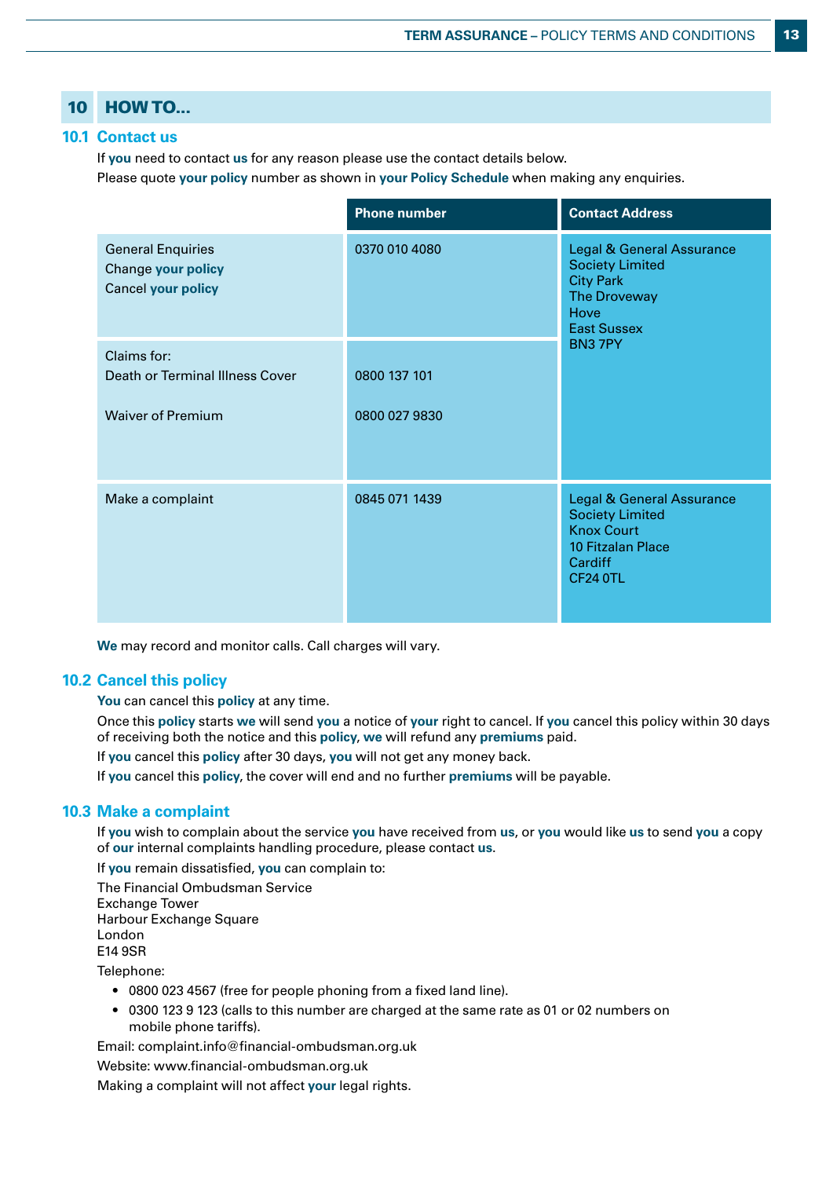## 10 HOW TO...

### 10.1 Contact us

If **you** need to contact **us** for any reason please use the contact details below.

Please quote **your policy** number as shown in **your Policy Schedule** when making any enquiries.

| | Phone number | Contact Address |
|---|---|---|
| General Enquiries<br>Change **your policy**<br>Cancel **your policy** | 0370 010 4080 | Legal & General Assurance Society Limited<br>City Park<br>The Droveway<br>Hove<br>East Sussex<br>BN3 7PY |
| Claims for:<br>Death or Terminal Illness Cover<br><br>Waiver of Premium | <br>0800 137 101<br><br>0800 027 9830 | |
| Make a complaint | 0845 071 1439 | Legal & General Assurance Society Limited<br>Knox Court<br>10 Fitzalan Place<br>Cardiff<br>CF24 0TL |

**We** may record and monitor calls. Call charges will vary.

### 10.2 Cancel this policy

**You** can cancel this **policy** at any time.

Once this **policy** starts **we** will send **you** a notice of **your** right to cancel. If **you** cancel this policy within 30 days of receiving both the notice and this **policy**, **we** will refund any **premiums** paid.

If **you** cancel this **policy** after 30 days, **you** will not get any money back.

If **you** cancel this **policy**, the cover will end and no further **premiums** will be payable.

### 10.3 Make a complaint

If **you** wish to complain about the service **you** have received from **us**, or **you** would like **us** to send **you** a copy of **our** internal complaints handling procedure, please contact **us**.

If **you** remain dissatisfied, **you** can complain to:

The Financial Ombudsman Service
Exchange Tower
Harbour Exchange Square
London
E14 9SR

Telephone:

- 0800 023 4567 (free for people phoning from a fixed land line).
- 0300 123 9 123 (calls to this number are charged at the same rate as 01 or 02 numbers on mobile phone tariffs).

Email: complaint.info@financial-ombudsman.org.uk

Website: www.financial-ombudsman.org.uk

Making a complaint will not affect **your** legal rights.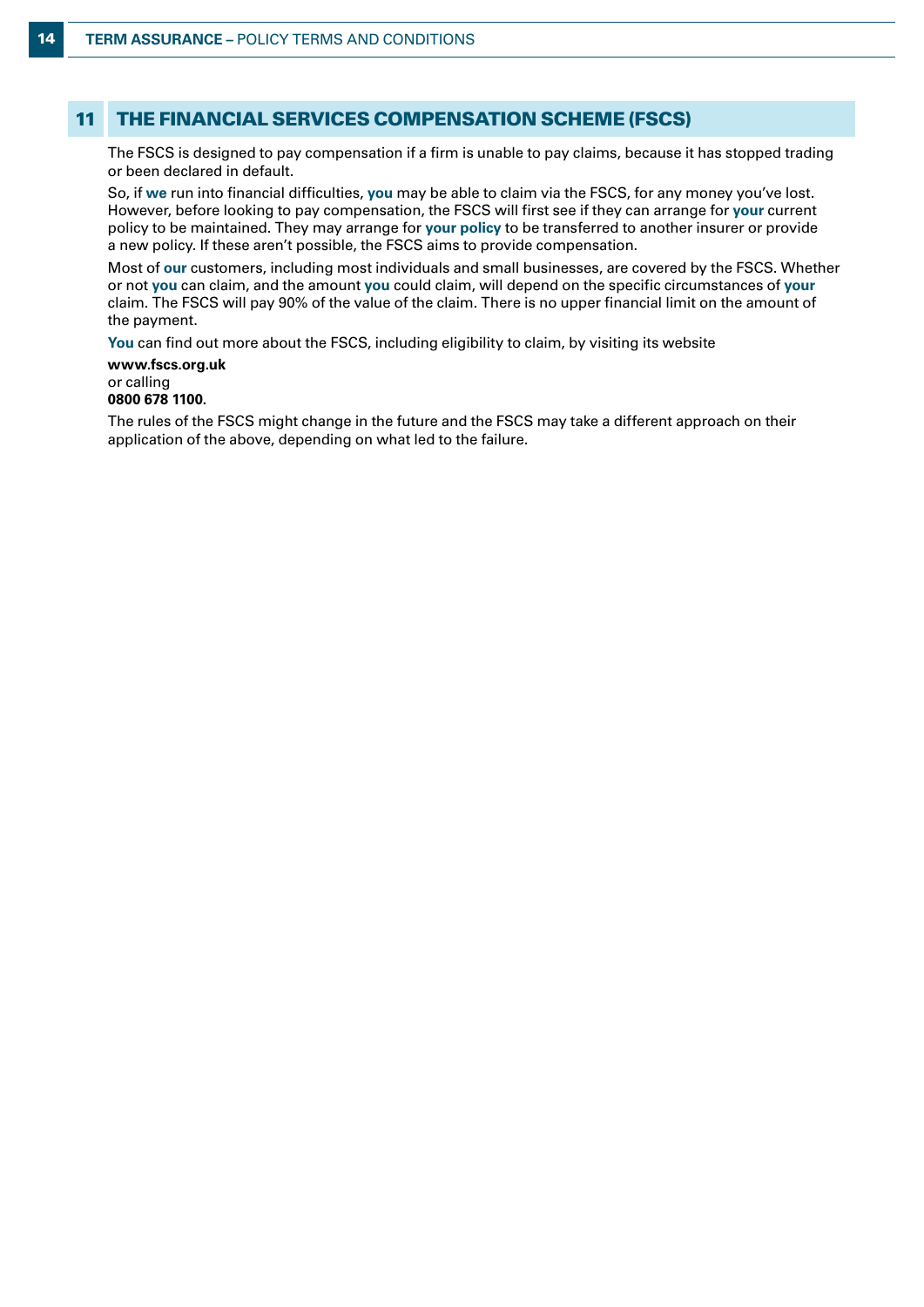## 11 THE FINANCIAL SERVICES COMPENSATION SCHEME (FSCS)

The FSCS is designed to pay compensation if a firm is unable to pay claims, because it has stopped trading or been declared in default.

So, if **we** run into financial difficulties, **you** may be able to claim via the FSCS, for any money you've lost. However, before looking to pay compensation, the FSCS will first see if they can arrange for **your** current policy to be maintained. They may arrange for **your policy** to be transferred to another insurer or provide a new policy. If these aren't possible, the FSCS aims to provide compensation.

Most of **our** customers, including most individuals and small businesses, are covered by the FSCS. Whether or not **you** can claim, and the amount **you** could claim, will depend on the specific circumstances of **your** claim. The FSCS will pay 90% of the value of the claim. There is no upper financial limit on the amount of the payment.

**You** can find out more about the FSCS, including eligibility to claim, by visiting its website
**www.fscs.org.uk**
or calling
**0800 678 1100**.

The rules of the FSCS might change in the future and the FSCS may take a different approach on their application of the above, depending on what led to the failure.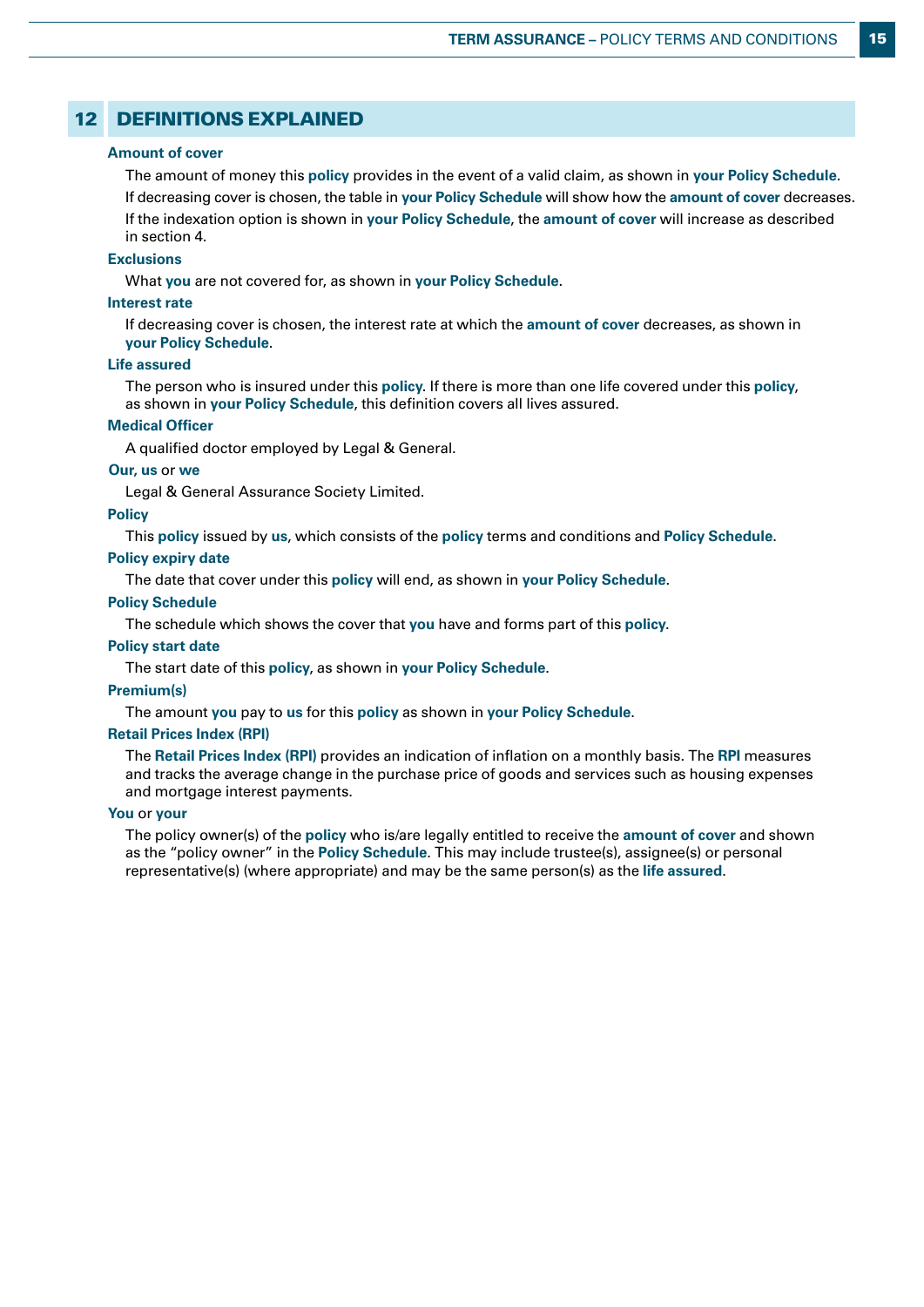## 12 DEFINITIONS EXPLAINED

**Amount of cover**

The amount of money this **policy** provides in the event of a valid claim, as shown in **your Policy Schedule**.

If decreasing cover is chosen, the table in **your Policy Schedule** will show how the **amount of cover** decreases.

If the indexation option is shown in **your Policy Schedule**, the **amount of cover** will increase as described in section 4.

**Exclusions**

What **you** are not covered for, as shown in **your Policy Schedule**.

**Interest rate**

If decreasing cover is chosen, the interest rate at which the **amount of cover** decreases, as shown in **your Policy Schedule**.

**Life assured**

The person who is insured under this **policy**. If there is more than one life covered under this **policy**, as shown in **your Policy Schedule**, this definition covers all lives assured.

**Medical Officer**

A qualified doctor employed by Legal & General.

**Our, us** or **we**

Legal & General Assurance Society Limited.

**Policy**

This **policy** issued by **us**, which consists of the **policy** terms and conditions and **Policy Schedule**.

**Policy expiry date**

The date that cover under this **policy** will end, as shown in **your Policy Schedule**.

**Policy Schedule**

The schedule which shows the cover that **you** have and forms part of this **policy**.

**Policy start date**

The start date of this **policy**, as shown in **your Policy Schedule**.

**Premium(s)**

The amount **you** pay to **us** for this **policy** as shown in **your Policy Schedule**.

**Retail Prices Index (RPI)**

The **Retail Prices Index (RPI)** provides an indication of inflation on a monthly basis. The **RPI** measures and tracks the average change in the purchase price of goods and services such as housing expenses and mortgage interest payments.

**You** or **your**

The policy owner(s) of the **policy** who is/are legally entitled to receive the **amount of cover** and shown as the "policy owner" in the **Policy Schedule**. This may include trustee(s), assignee(s) or personal representative(s) (where appropriate) and may be the same person(s) as the **life assured**.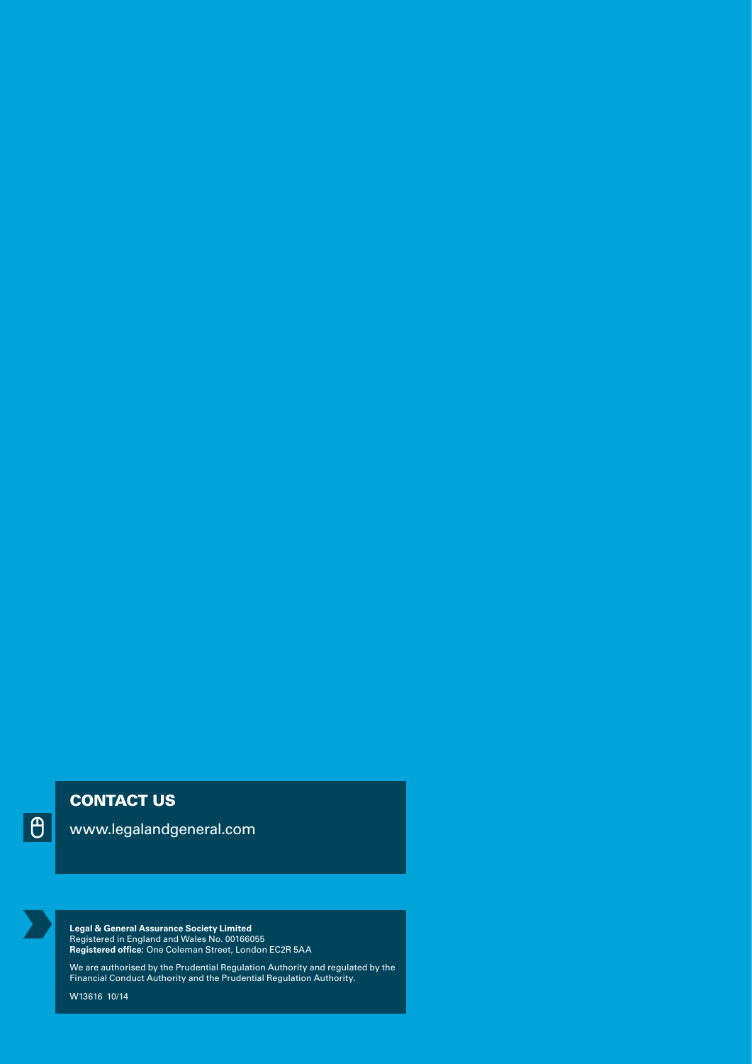## CONTACT US

www.legalandgeneral.com

**Legal & General Assurance Society Limited**
Registered in England and Wales No. 00166055
**Registered office:** One Coleman Street, London EC2R 5AA

We are authorised by the Prudential Regulation Authority and regulated by the Financial Conduct Authority and the Prudential Regulation Authority.

W13616 10/14